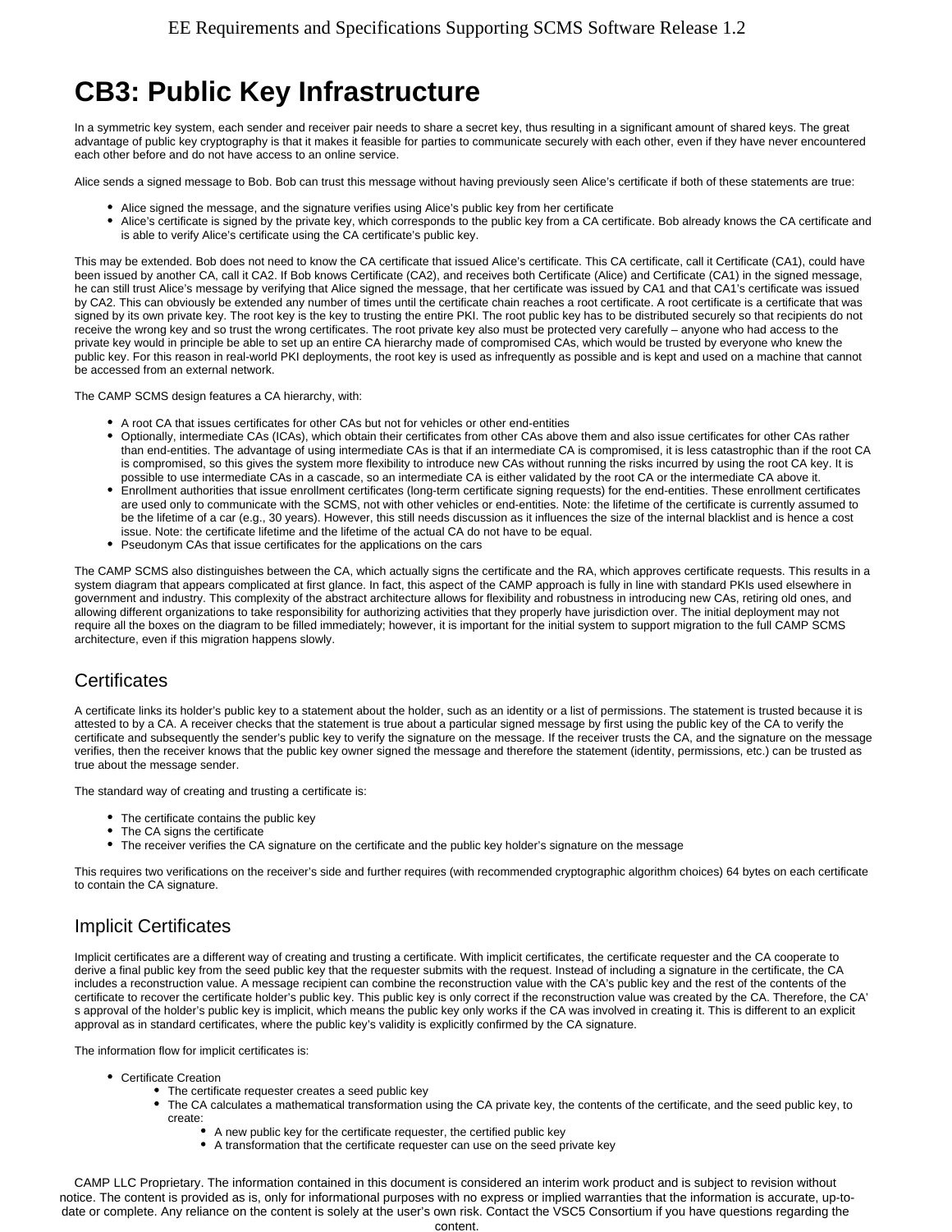# CB3: Public Key Infrastructure

In a symmetric key system, each sender and receiver pair needs to share a secret key, thus resulting in a significant amount of shared keys. The great advantage of public key cryptography is that it makes it feasible for parties to communicate securely with each other, even if they have never encountered each other before and do not have access to an online service.

Alice sends a signed message to Bob. Bob can trust this message without having previously seen Alice's certificate if both of these statements are true:

- Alice signed the message, and the signature verifies using Alice's public key from her certificate
- Alice's certificate is signed by the private key, which corresponds to the public key from a CA certificate. Bob already knows the CA certificate and is able to verify Alice's certificate using the CA certificate's public key.

This may be extended. Bob does not need to know the CA certificate that issued Alice's certificate. This CA certificate, call it Certificate (CA1), could have been issued by another CA, call it CA2. If Bob knows Certificate (CA2), and receives both Certificate (Alice) and Certificate (CA1) in the signed message, he can still trust Alice's message by verifying that Alice signed the message, that her certificate was issued by CA1 and that CA1's certificate was issued by CA2. This can obviously be extended any number of times until the certificate chain reaches a root certificate. A root certificate is a certificate that was signed by its own private key. The root key is the key to trusting the entire PKI. The root public key has to be distributed securely so that recipients do not receive the wrong key and so trust the wrong certificates. The root private key also must be protected very carefully – anyone who had access to the private key would in principle be able to set up an entire CA hierarchy made of compromised CAs, which would be trusted by everyone who knew the public key. For this reason in real-world PKI deployments, the root key is used as infrequently as possible and is kept and used on a machine that cannot be accessed from an external network.

The CAMP SCMS design features a CA hierarchy, with:

- A root CA that issues certificates for other CAs but not for vehicles or other end-entities
- Optionally, intermediate CAs (ICAs), which obtain their certificates from other CAs above them and also issue certificates for other CAs rather than end-entities. The advantage of using intermediate CAs is that if an intermediate CA is compromised, it is less catastrophic than if the root CA is compromised, so this gives the system more flexibility to introduce new CAs without running the risks incurred by using the root CA key. It is possible to use intermediate CAs in a cascade, so an intermediate CA is either validated by the root CA or the intermediate CA above it.
- Enrollment authorities that issue enrollment certificates (long-term certificate signing requests) for the end-entities. These enrollment certificates are used only to communicate with the SCMS, not with other vehicles or end-entities. Note: the lifetime of the certificate is currently assumed to be the lifetime of a car (e.g., 30 years). However, this still needs discussion as it influences the size of the internal blacklist and is hence a cost issue. Note: the certificate lifetime and the lifetime of the actual CA do not have to be equal.
- Pseudonym CAs that issue certificates for the applications on the cars

The CAMP SCMS also distinguishes between the CA, which actually signs the certificate and the RA, which approves certificate requests. This results in a system diagram that appears complicated at first glance. In fact, this aspect of the CAMP approach is fully in line with standard PKIs used elsewhere in government and industry. This complexity of the abstract architecture allows for flexibility and robustness in introducing new CAs, retiring old ones, and allowing different organizations to take responsibility for authorizing activities that they properly have jurisdiction over. The initial deployment may not require all the boxes on the diagram to be filled immediately; however, it is important for the initial system to support migration to the full CAMP SCMS architecture, even if this migration happens slowly.

## Certificates

A certificate links its holder's public key to a statement about the holder, such as an identity or a list of permissions. The statement is trusted because it is attested to by a CA. A receiver checks that the statement is true about a particular signed message by first using the public key of the CA to verify the certificate and subsequently the sender's public key to verify the signature on the message. If the receiver trusts the CA, and the signature on the message verifies, then the receiver knows that the public key owner signed the message and therefore the statement (identity, permissions, etc.) can be trusted as true about the message sender.

The standard way of creating and trusting a certificate is:

- The certificate contains the public key
- The CA signs the certificate
- The receiver verifies the CA signature on the certificate and the public key holder's signature on the message

This requires two verifications on the receiver's side and further requires (with recommended cryptographic algorithm choices) 64 bytes on each certificate to contain the CA signature.

## Implicit Certificates

Implicit certificates are a different way of creating and trusting a certificate. With implicit certificates, the certificate requester and the CA cooperate to derive a final public key from the seed public key that the requester submits with the request. Instead of including a signature in the certificate, the CA includes a reconstruction value. A message recipient can combine the reconstruction value with the CA's public key and the rest of the contents of the certificate to recover the certificate holder's public key. This public key is only correct if the reconstruction value was created by the CA. Therefore, the CA's approval of the holder's public key is implicit, which means the public key only works if the CA was involved in creating it. This is different to an explicit approval as in standard certificates, where the public key's validity is explicitly confirmed by the CA signature.

The information flow for implicit certificates is:

- Certificate Creation
  - The certificate requester creates a seed public key
  - The CA calculates a mathematical transformation using the CA private key, the contents of the certificate, and the seed public key, to create:
    - A new public key for the certificate requester, the certified public key
    - A transformation that the certificate requester can use on the seed private key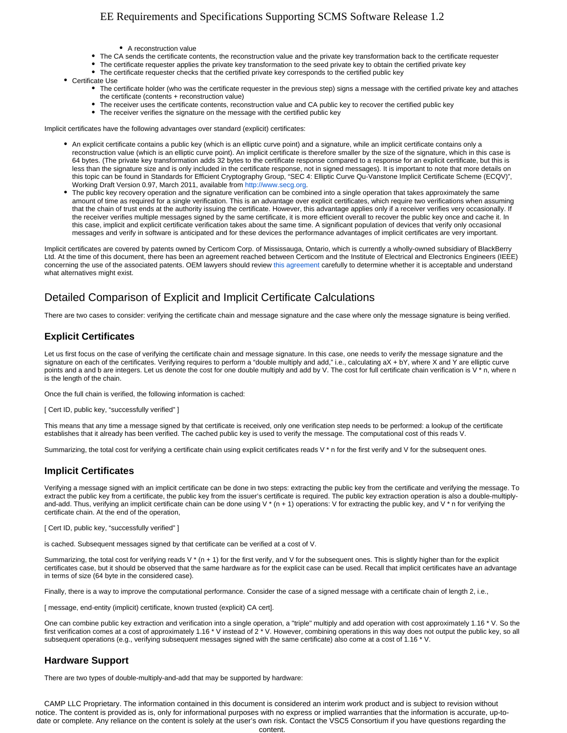- A reconstruction value
    - The CA sends the certificate contents, the reconstruction value and the private key transformation back to the certificate requester
    - The certificate requester applies the private key transformation to the seed private key to obtain the certified private key
    - The certificate requester checks that the certified private key corresponds to the certified public key
- Certificate Use
    - The certificate holder (who was the certificate requester in the previous step) signs a message with the certified private key and attaches the certificate (contents + reconstruction value)
    - The receiver uses the certificate contents, reconstruction value and CA public key to recover the certified public key
    - The receiver verifies the signature on the message with the certified public key

Implicit certificates have the following advantages over standard (explicit) certificates:

- An explicit certificate contains a public key (which is an elliptic curve point) and a signature, while an implicit certificate contains only a reconstruction value (which is an elliptic curve point). An implicit certificate is therefore smaller by the size of the signature, which in this case is 64 bytes. (The private key transformation adds 32 bytes to the certificate response compared to a response for an explicit certificate, but this is less than the signature size and is only included in the certificate response, not in signed messages). It is important to note that more details on this topic can be found in Standards for Efficient Cryptography Group, "SEC 4: Elliptic Curve Qu-Vanstone Implicit Certificate Scheme (ECQV)", Working Draft Version 0.97, March 2011, available from http://www.secg.org.
- The public key recovery operation and the signature verification can be combined into a single operation that takes approximately the same amount of time as required for a single verification. This is an advantage over explicit certificates, which require two verifications when assuming that the chain of trust ends at the authority issuing the certificate. However, this advantage applies only if a receiver verifies very occasionally. If the receiver verifies multiple messages signed by the same certificate, it is more efficient overall to recover the public key once and cache it. In this case, implicit and explicit certificate verification takes about the same time. A significant population of devices that verify only occasional messages and verify in software is anticipated and for these devices the performance advantages of implicit certificates are very important.

Implicit certificates are covered by patents owned by Certicom Corp. of Mississauga, Ontario, which is currently a wholly-owned subsidiary of BlackBerry Ltd. At the time of this document, there has been an agreement reached between Certicom and the Institute of Electrical and Electronics Engineers (IEEE) concerning the use of the associated patents. OEM lawyers should review this agreement carefully to determine whether it is acceptable and understand what alternatives might exist.

## Detailed Comparison of Explicit and Implicit Certificate Calculations

There are two cases to consider: verifying the certificate chain and message signature and the case where only the message signature is being verified.

### Explicit Certificates

Let us first focus on the case of verifying the certificate chain and message signature. In this case, one needs to verify the message signature and the signature on each of the certificates. Verifying requires to perform a "double multiply and add," i.e., calculating aX + bY, where X and Y are elliptic curve points and a and b are integers. Let us denote the cost for one double multiply and add by V. The cost for full certificate chain verification is V * n, where n is the length of the chain.

Once the full chain is verified, the following information is cached:

[ Cert ID, public key, "successfully verified" ]

This means that any time a message signed by that certificate is received, only one verification step needs to be performed: a lookup of the certificate establishes that it already has been verified. The cached public key is used to verify the message. The computational cost of this reads V.

Summarizing, the total cost for verifying a certificate chain using explicit certificates reads V * n for the first verify and V for the subsequent ones.

### Implicit Certificates

Verifying a message signed with an implicit certificate can be done in two steps: extracting the public key from the certificate and verifying the message. To extract the public key from a certificate, the public key from the issuer's certificate is required. The public key extraction operation is also a double-multiply-and-add. Thus, verifying an implicit certificate chain can be done using V * (n + 1) operations: V for extracting the public key, and V * n for verifying the certificate chain. At the end of the operation,

[ Cert ID, public key, "successfully verified" ]

is cached. Subsequent messages signed by that certificate can be verified at a cost of V.

Summarizing, the total cost for verifying reads V * (n + 1) for the first verify, and V for the subsequent ones. This is slightly higher than for the explicit certificates case, but it should be observed that the same hardware as for the explicit case can be used. Recall that implicit certificates have an advantage in terms of size (64 byte in the considered case).

Finally, there is a way to improve the computational performance. Consider the case of a signed message with a certificate chain of length 2, i.e.,

[ message, end-entity (implicit) certificate, known trusted (explicit) CA cert].

One can combine public key extraction and verification into a single operation, a "triple" multiply and add operation with cost approximately 1.16 * V. So the first verification comes at a cost of approximately 1.16 * V instead of 2 * V. However, combining operations in this way does not output the public key, so all subsequent operations (e.g., verifying subsequent messages signed with the same certificate) also come at a cost of 1.16 * V.

### Hardware Support

There are two types of double-multiply-and-add that may be supported by hardware: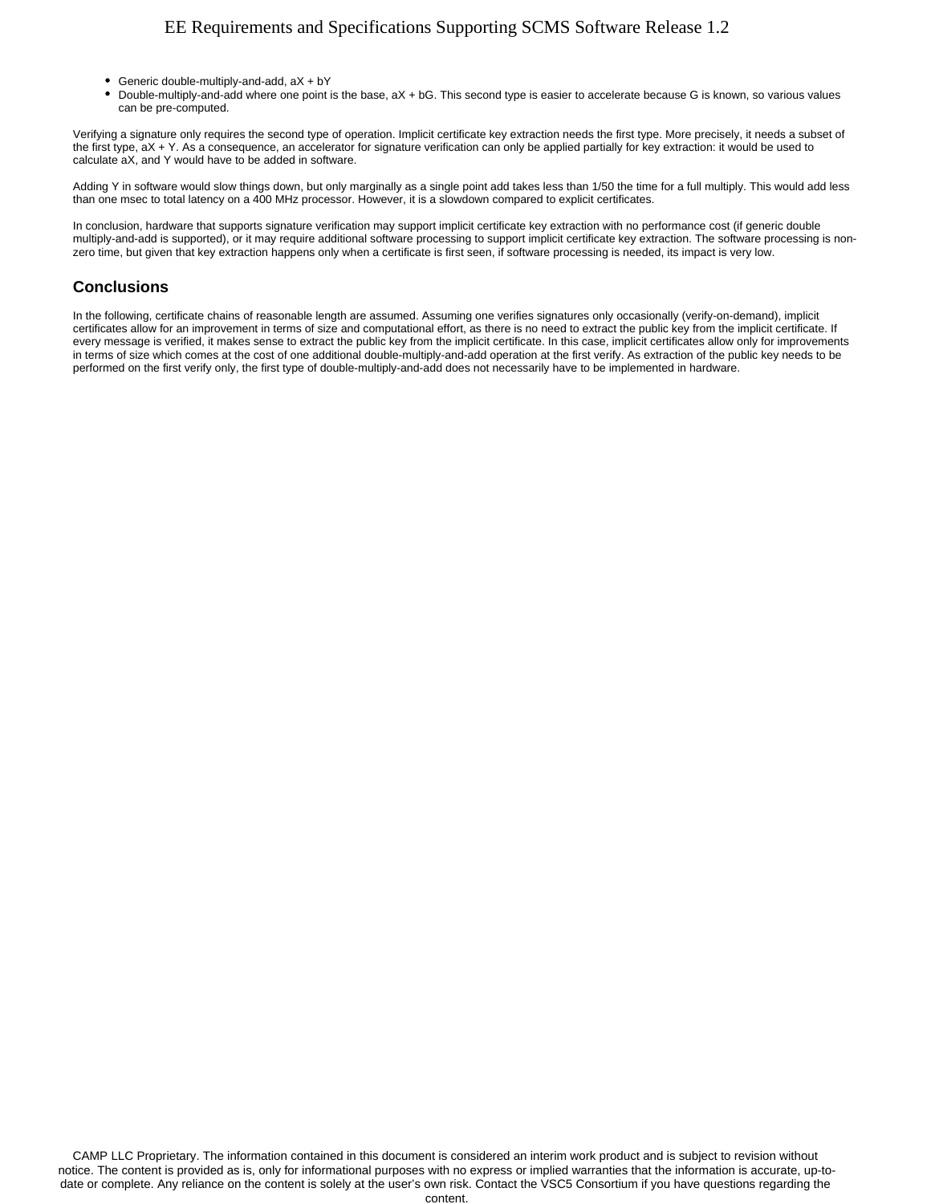- Generic double-multiply-and-add, $aX + bY$
- Double-multiply-and-add where one point is the base, $aX + bG$. This second type is easier to accelerate because G is known, so various values can be pre-computed.

Verifying a signature only requires the second type of operation. Implicit certificate key extraction needs the first type. More precisely, it needs a subset of the first type, $aX + Y$. As a consequence, an accelerator for signature verification can only be applied partially for key extraction: it would be used to calculate $aX$, and Y would have to be added in software.

Adding Y in software would slow things down, but only marginally as a single point add takes less than 1/50 the time for a full multiply. This would add less than one msec to total latency on a 400 MHz processor. However, it is a slowdown compared to explicit certificates.

In conclusion, hardware that supports signature verification may support implicit certificate key extraction with no performance cost (if generic double multiply-and-add is supported), or it may require additional software processing to support implicit certificate key extraction. The software processing is non-zero time, but given that key extraction happens only when a certificate is first seen, if software processing is needed, its impact is very low.

## Conclusions

In the following, certificate chains of reasonable length are assumed. Assuming one verifies signatures only occasionally (verify-on-demand), implicit certificates allow for an improvement in terms of size and computational effort, as there is no need to extract the public key from the implicit certificate. If every message is verified, it makes sense to extract the public key from the implicit certificate. In this case, implicit certificates allow only for improvements in terms of size which comes at the cost of one additional double-multiply-and-add operation at the first verify. As extraction of the public key needs to be performed on the first verify only, the first type of double-multiply-and-add does not necessarily have to be implemented in hardware.